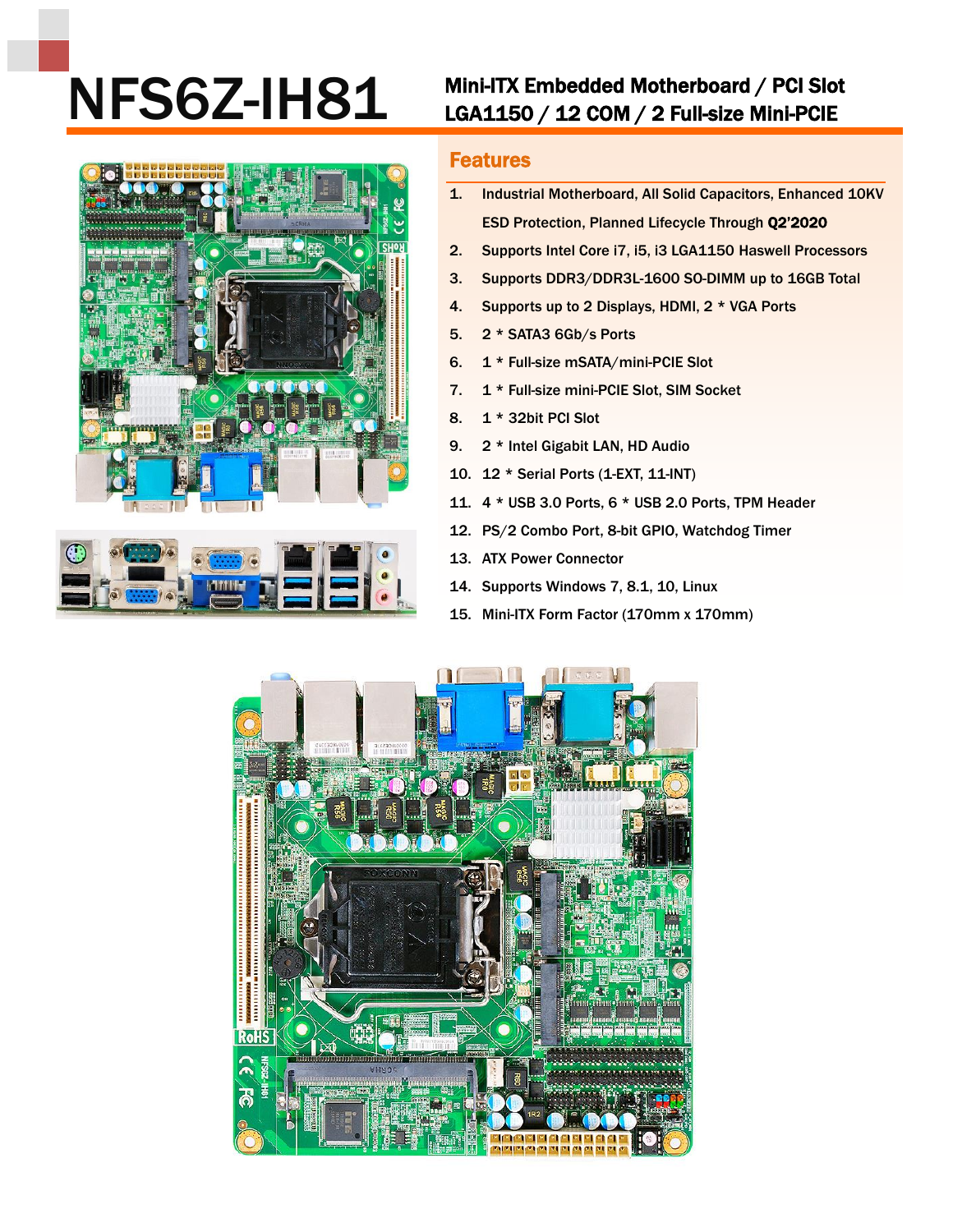# NFS6Z-IH81

## Mini-ITX Embedded Motherboard / PCI Slot
## LGA1150 / 12 COM / 2 Full-size Mini-PCIE

## Features

1. Industrial Motherboard, All Solid Capacitors, Enhanced 10KV ESD Protection, Planned Lifecycle Through **Q2'2020**
2. Supports Intel Core i7, i5, i3 LGA1150 Haswell Processors
3. Supports DDR3/DDR3L-1600 SO-DIMM up to 16GB Total
4. Supports up to 2 Displays, HDMI, 2 * VGA Ports
5. 2 * SATA3 6Gb/s Ports
6. 1 * Full-size mSATA/mini-PCIE Slot
7. 1 * Full-size mini-PCIE Slot, SIM Socket
8. 1 * 32bit PCI Slot
9. 2 * Intel Gigabit LAN, HD Audio
10. 12 * Serial Ports (1-EXT, 11-INT)
11. 4 * USB 3.0 Ports, 6 * USB 2.0 Ports, TPM Header
12. PS/2 Combo Port, 8-bit GPIO, Watchdog Timer
13. ATX Power Connector
14. Supports Windows 7, 8.1, 10, Linux
15. Mini-ITX Form Factor (170mm x 170mm)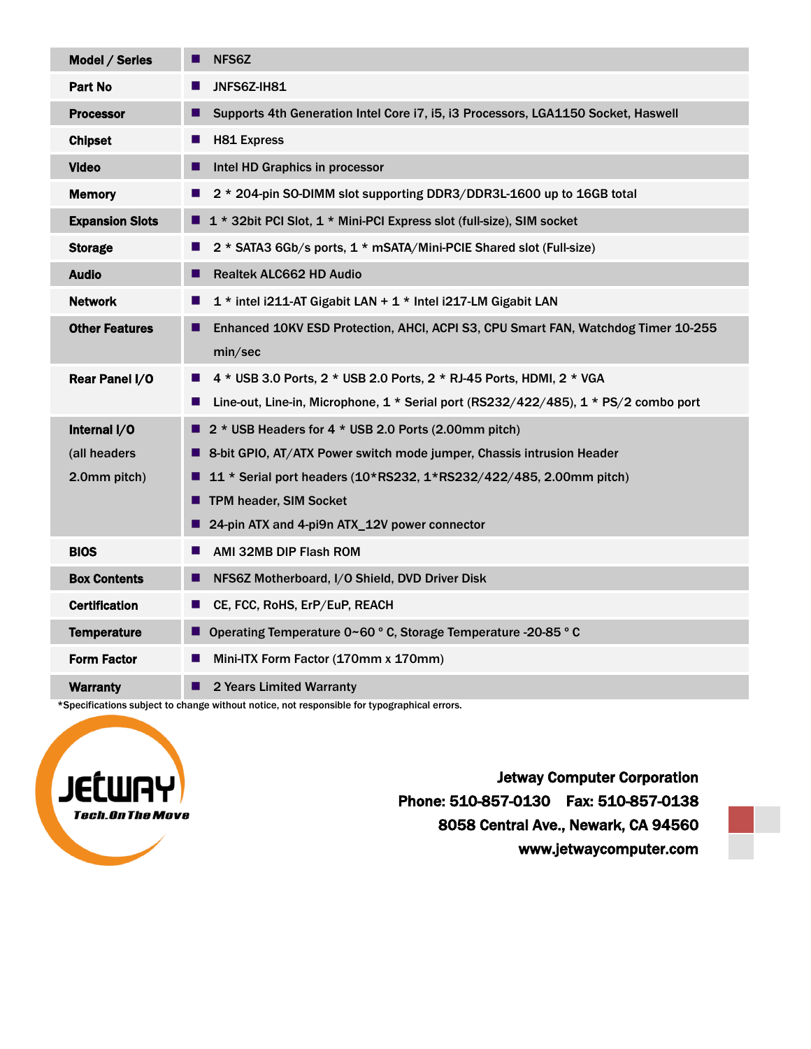| | |
|---|---|
| **Model / Series** | NFS6Z |
| **Part No** | JNFS6Z-IH81 |
| **Processor** | Supports 4th Generation Intel Core i7, i5, i3 Processors, LGA1150 Socket, Haswell |
| **Chipset** | H81 Express |
| **Video** | Intel HD Graphics in processor |
| **Memory** | 2 * 204-pin SO-DIMM slot supporting DDR3/DDR3L-1600 up to 16GB total |
| **Expansion Slots** | 1 * 32bit PCI Slot, 1 * Mini-PCI Express slot (full-size), SIM socket |
| **Storage** | 2 * SATA3 6Gb/s ports, 1 * mSATA/Mini-PCIE Shared slot (Full-size) |
| **Audio** | Realtek ALC662 HD Audio |
| **Network** | 1 * intel i211-AT Gigabit LAN + 1 * Intel i217-LM Gigabit LAN |
| **Other Features** | Enhanced 10KV ESD Protection, AHCI, ACPI S3, CPU Smart FAN, Watchdog Timer 10-255 min/sec |
| **Rear Panel I/O** | 4 * USB 3.0 Ports, 2 * USB 2.0 Ports, 2 * RJ-45 Ports, HDMI, 2 * VGA<br>Line-out, Line-in, Microphone, 1 * Serial port (RS232/422/485), 1 * PS/2 combo port |
| **Internal I/O** (all headers 2.0mm pitch) | 2 * USB Headers for 4 * USB 2.0 Ports (2.00mm pitch)<br>8-bit GPIO, AT/ATX Power switch mode jumper, Chassis intrusion Header<br>11 * Serial port headers (10*RS232, 1*RS232/422/485, 2.00mm pitch)<br>TPM header, SIM Socket<br>24-pin ATX and 4-pi9n ATX_12V power connector |
| **BIOS** | AMI 32MB DIP Flash ROM |
| **Box Contents** | NFS6Z Motherboard, I/O Shield, DVD Driver Disk |
| **Certification** | CE, FCC, RoHS, ErP/EuP, REACH |
| **Temperature** | Operating Temperature 0~60 ° C, Storage Temperature -20-85 ° C |
| **Form Factor** | Mini-ITX Form Factor (170mm x 170mm) |
| **Warranty** | 2 Years Limited Warranty |

*Specifications subject to change without notice, not responsible for typographical errors.

JETWAY
*Tech.On The Move*

**Jetway Computer Corporation**
**Phone: 510-857-0130 Fax: 510-857-0138**
**8058 Central Ave., Newark, CA 94560**
**www.jetwaycomputer.com**